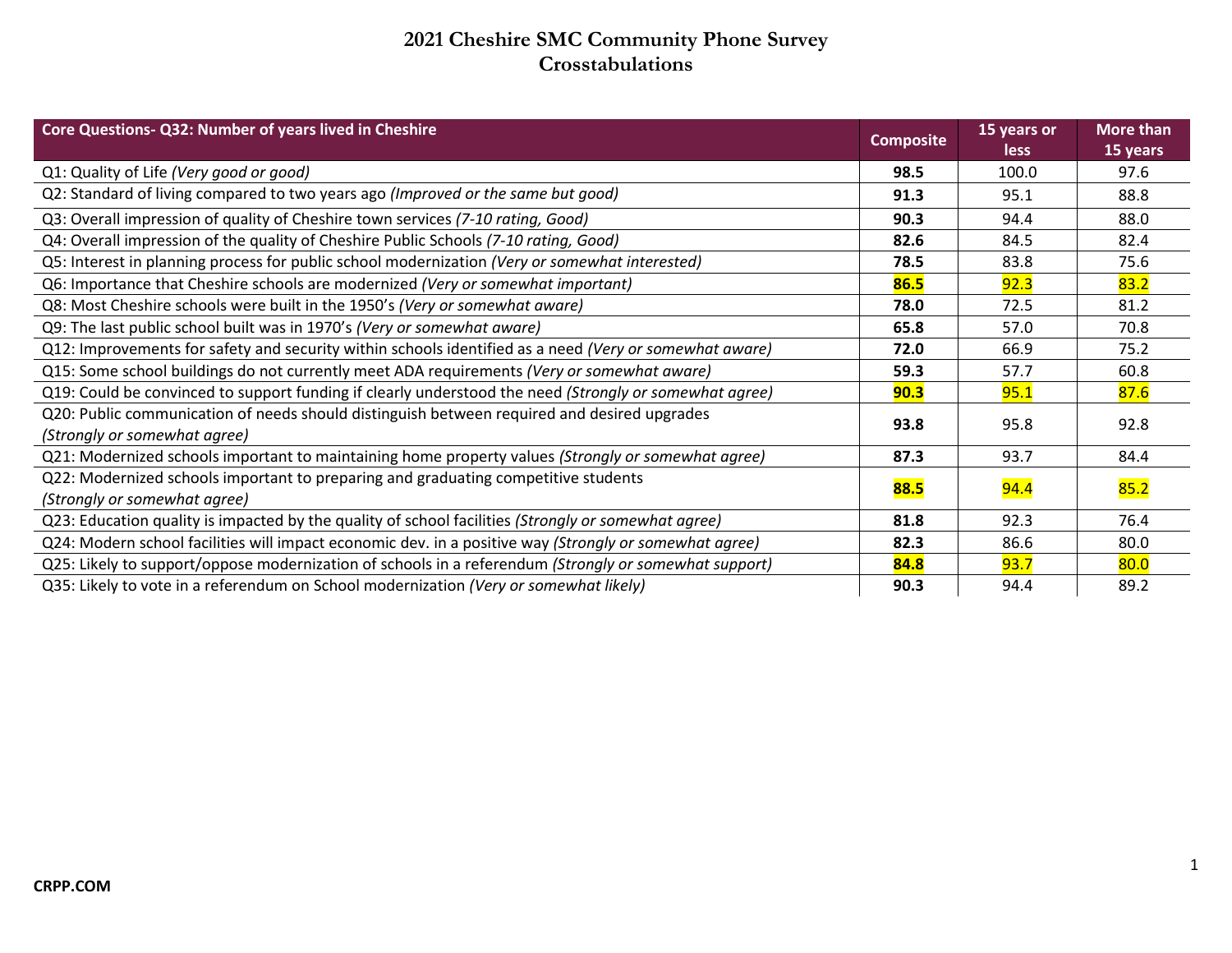# 2021 Cheshire SMC Community Phone Survey
## Crosstabulations

| Core Questions- Q32: Number of years lived in Cheshire | Composite | 15 years or less | More than 15 years |
|---|---|---|---|
| Q1: Quality of Life *(Very good or good)* | **98.5** | 100.0 | 97.6 |
| Q2: Standard of living compared to two years ago *(Improved or the same but good)* | **91.3** | 95.1 | 88.8 |
| Q3: Overall impression of quality of Cheshire town services *(7-10 rating, Good)* | **90.3** | 94.4 | 88.0 |
| Q4: Overall impression of the quality of Cheshire Public Schools *(7-10 rating, Good)* | **82.6** | 84.5 | 82.4 |
| Q5: Interest in planning process for public school modernization *(Very or somewhat interested)* | **78.5** | 83.8 | 75.6 |
| Q6: Importance that Cheshire schools are modernized *(Very or somewhat important)* | **86.5** | 92.3 | 83.2 |
| Q8: Most Cheshire schools were built in the 1950's *(Very or somewhat aware)* | **78.0** | 72.5 | 81.2 |
| Q9: The last public school built was in 1970's *(Very or somewhat aware)* | **65.8** | 57.0 | 70.8 |
| Q12: Improvements for safety and security within schools identified as a need *(Very or somewhat aware)* | **72.0** | 66.9 | 75.2 |
| Q15: Some school buildings do not currently meet ADA requirements *(Very or somewhat aware)* | **59.3** | 57.7 | 60.8 |
| Q19: Could be convinced to support funding if clearly understood the need *(Strongly or somewhat agree)* | **90.3** | 95.1 | 87.6 |
| Q20: Public communication of needs should distinguish between required and desired upgrades *(Strongly or somewhat agree)* | **93.8** | 95.8 | 92.8 |
| Q21: Modernized schools important to maintaining home property values *(Strongly or somewhat agree)* | **87.3** | 93.7 | 84.4 |
| Q22: Modernized schools important to preparing and graduating competitive students *(Strongly or somewhat agree)* | **88.5** | 94.4 | 85.2 |
| Q23: Education quality is impacted by the quality of school facilities *(Strongly or somewhat agree)* | **81.8** | 92.3 | 76.4 |
| Q24: Modern school facilities will impact economic dev. in a positive way *(Strongly or somewhat agree)* | **82.3** | 86.6 | 80.0 |
| Q25: Likely to support/oppose modernization of schools in a referendum *(Strongly or somewhat support)* | **84.8** | 93.7 | 80.0 |
| Q35: Likely to vote in a referendum on School modernization *(Very or somewhat likely)* | **90.3** | 94.4 | 89.2 |

**CRPP.COM**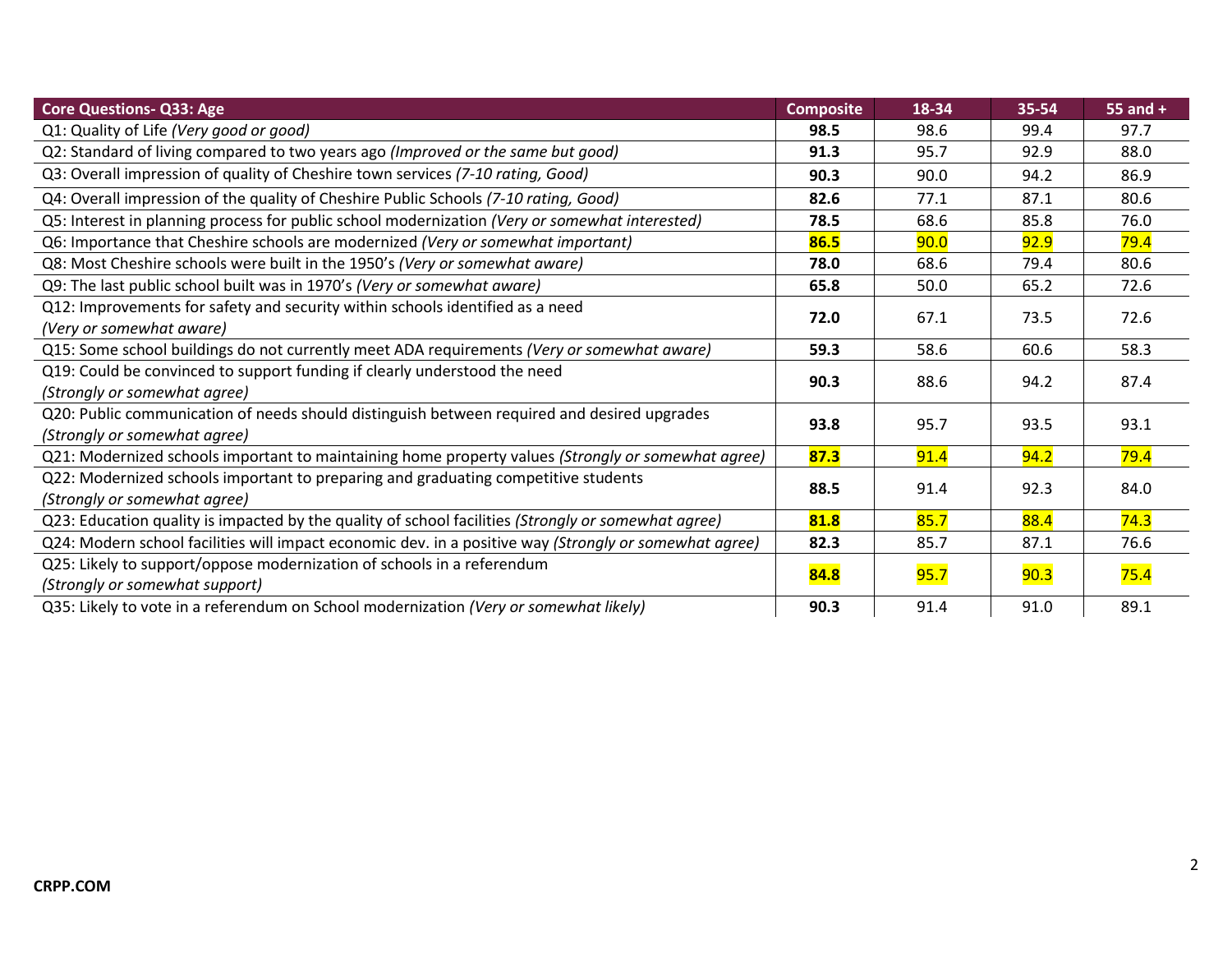| Core Questions- Q33: Age | Composite | 18-34 | 35-54 | 55 and + |
|---|---|---|---|---|
| Q1: Quality of Life *(Very good or good)* | **98.5** | 98.6 | 99.4 | 97.7 |
| Q2: Standard of living compared to two years ago *(Improved or the same but good)* | **91.3** | 95.7 | 92.9 | 88.0 |
| Q3: Overall impression of quality of Cheshire town services *(7-10 rating, Good)* | **90.3** | 90.0 | 94.2 | 86.9 |
| Q4: Overall impression of the quality of Cheshire Public Schools *(7-10 rating, Good)* | **82.6** | 77.1 | 87.1 | 80.6 |
| Q5: Interest in planning process for public school modernization *(Very or somewhat interested)* | **78.5** | 68.6 | 85.8 | 76.0 |
| Q6: Importance that Cheshire schools are modernized *(Very or somewhat important)* | **86.5** | 90.0 | 92.9 | 79.4 |
| Q8: Most Cheshire schools were built in the 1950's *(Very or somewhat aware)* | **78.0** | 68.6 | 79.4 | 80.6 |
| Q9: The last public school built was in 1970's *(Very or somewhat aware)* | **65.8** | 50.0 | 65.2 | 72.6 |
| Q12: Improvements for safety and security within schools identified as a need *(Very or somewhat aware)* | **72.0** | 67.1 | 73.5 | 72.6 |
| Q15: Some school buildings do not currently meet ADA requirements *(Very or somewhat aware)* | **59.3** | 58.6 | 60.6 | 58.3 |
| Q19: Could be convinced to support funding if clearly understood the need *(Strongly or somewhat agree)* | **90.3** | 88.6 | 94.2 | 87.4 |
| Q20: Public communication of needs should distinguish between required and desired upgrades *(Strongly or somewhat agree)* | **93.8** | 95.7 | 93.5 | 93.1 |
| Q21: Modernized schools important to maintaining home property values *(Strongly or somewhat agree)* | **87.3** | 91.4 | 94.2 | 79.4 |
| Q22: Modernized schools important to preparing and graduating competitive students *(Strongly or somewhat agree)* | **88.5** | 91.4 | 92.3 | 84.0 |
| Q23: Education quality is impacted by the quality of school facilities *(Strongly or somewhat agree)* | **81.8** | 85.7 | 88.4 | 74.3 |
| Q24: Modern school facilities will impact economic dev. in a positive way *(Strongly or somewhat agree)* | **82.3** | 85.7 | 87.1 | 76.6 |
| Q25: Likely to support/oppose modernization of schools in a referendum *(Strongly or somewhat support)* | **84.8** | 95.7 | 90.3 | 75.4 |
| Q35: Likely to vote in a referendum on School modernization *(Very or somewhat likely)* | **90.3** | 91.4 | 91.0 | 89.1 |

**CRPP.COM**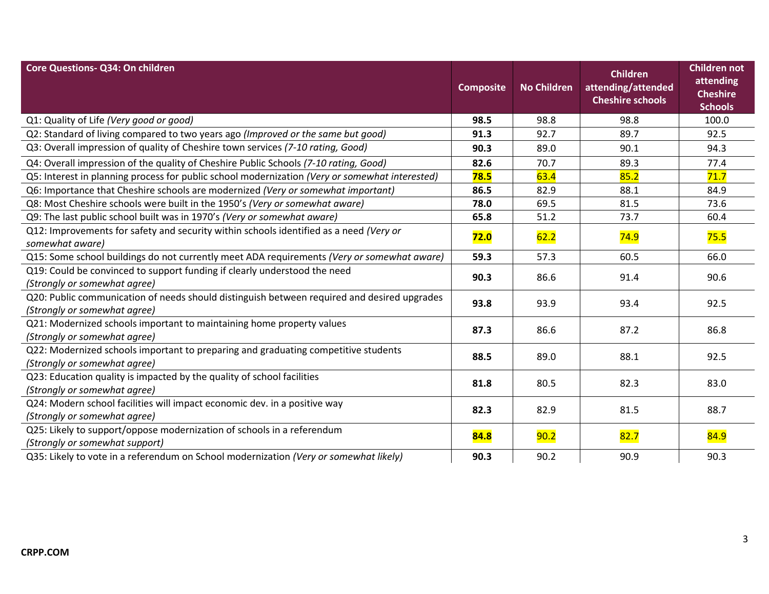| Core Questions- Q34: On children | Composite | No Children | Children attending/attended Cheshire schools | Children not attending Cheshire Schools |
|---|---|---|---|---|
| Q1: Quality of Life *(Very good or good)* | **98.5** | 98.8 | 98.8 | 100.0 |
| Q2: Standard of living compared to two years ago *(Improved or the same but good)* | **91.3** | 92.7 | 89.7 | 92.5 |
| Q3: Overall impression of quality of Cheshire town services *(7-10 rating, Good)* | **90.3** | 89.0 | 90.1 | 94.3 |
| Q4: Overall impression of the quality of Cheshire Public Schools *(7-10 rating, Good)* | **82.6** | 70.7 | 89.3 | 77.4 |
| Q5: Interest in planning process for public school modernization *(Very or somewhat interested)* | **78.5** | 63.4 | 85.2 | 71.7 |
| Q6: Importance that Cheshire schools are modernized *(Very or somewhat important)* | **86.5** | 82.9 | 88.1 | 84.9 |
| Q8: Most Cheshire schools were built in the 1950's *(Very or somewhat aware)* | **78.0** | 69.5 | 81.5 | 73.6 |
| Q9: The last public school built was in 1970's *(Very or somewhat aware)* | **65.8** | 51.2 | 73.7 | 60.4 |
| Q12: Improvements for safety and security within schools identified as a need *(Very or somewhat aware)* | **72.0** | 62.2 | 74.9 | 75.5 |
| Q15: Some school buildings do not currently meet ADA requirements *(Very or somewhat aware)* | **59.3** | 57.3 | 60.5 | 66.0 |
| Q19: Could be convinced to support funding if clearly understood the need *(Strongly or somewhat agree)* | **90.3** | 86.6 | 91.4 | 90.6 |
| Q20: Public communication of needs should distinguish between required and desired upgrades *(Strongly or somewhat agree)* | **93.8** | 93.9 | 93.4 | 92.5 |
| Q21: Modernized schools important to maintaining home property values *(Strongly or somewhat agree)* | **87.3** | 86.6 | 87.2 | 86.8 |
| Q22: Modernized schools important to preparing and graduating competitive students *(Strongly or somewhat agree)* | **88.5** | 89.0 | 88.1 | 92.5 |
| Q23: Education quality is impacted by the quality of school facilities *(Strongly or somewhat agree)* | **81.8** | 80.5 | 82.3 | 83.0 |
| Q24: Modern school facilities will impact economic dev. in a positive way *(Strongly or somewhat agree)* | **82.3** | 82.9 | 81.5 | 88.7 |
| Q25: Likely to support/oppose modernization of schools in a referendum *(Strongly or somewhat support)* | **84.8** | 90.2 | 82.7 | 84.9 |
| Q35: Likely to vote in a referendum on School modernization *(Very or somewhat likely)* | **90.3** | 90.2 | 90.9 | 90.3 |

**CRPP.COM**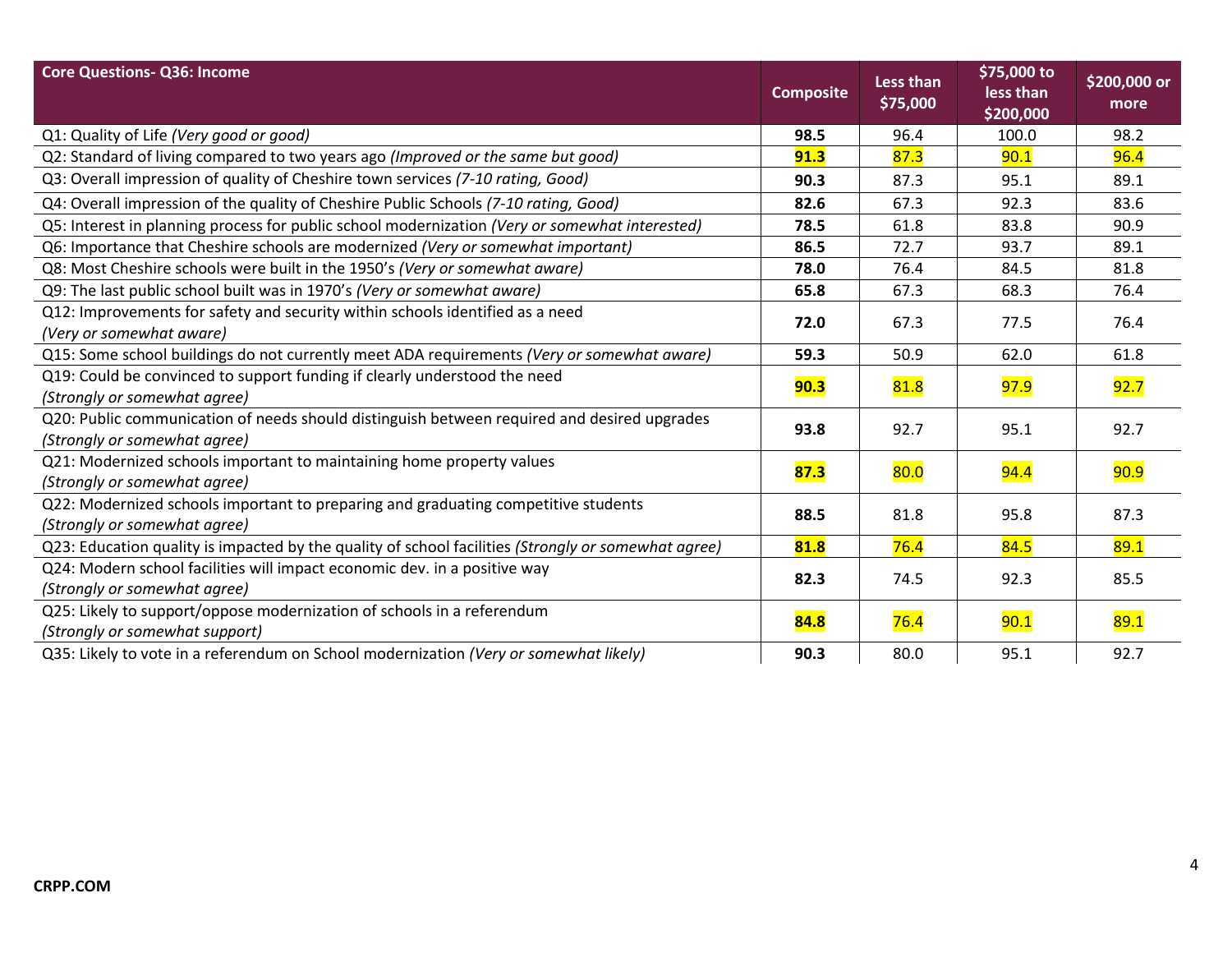| Core Questions- Q36: Income | Composite | Less than $75,000 | $75,000 to less than $200,000 | $200,000 or more |
|---|---|---|---|---|
| Q1: Quality of Life *(Very good or good)* | **98.5** | 96.4 | 100.0 | 98.2 |
| Q2: Standard of living compared to two years ago *(Improved or the same but good)* | **91.3** | 87.3 | 90.1 | 96.4 |
| Q3: Overall impression of quality of Cheshire town services *(7-10 rating, Good)* | **90.3** | 87.3 | 95.1 | 89.1 |
| Q4: Overall impression of the quality of Cheshire Public Schools *(7-10 rating, Good)* | **82.6** | 67.3 | 92.3 | 83.6 |
| Q5: Interest in planning process for public school modernization *(Very or somewhat interested)* | **78.5** | 61.8 | 83.8 | 90.9 |
| Q6: Importance that Cheshire schools are modernized *(Very or somewhat important)* | **86.5** | 72.7 | 93.7 | 89.1 |
| Q8: Most Cheshire schools were built in the 1950's *(Very or somewhat aware)* | **78.0** | 76.4 | 84.5 | 81.8 |
| Q9: The last public school built was in 1970's *(Very or somewhat aware)* | **65.8** | 67.3 | 68.3 | 76.4 |
| Q12: Improvements for safety and security within schools identified as a need *(Very or somewhat aware)* | **72.0** | 67.3 | 77.5 | 76.4 |
| Q15: Some school buildings do not currently meet ADA requirements *(Very or somewhat aware)* | **59.3** | 50.9 | 62.0 | 61.8 |
| Q19: Could be convinced to support funding if clearly understood the need *(Strongly or somewhat agree)* | **90.3** | 81.8 | 97.9 | 92.7 |
| Q20: Public communication of needs should distinguish between required and desired upgrades *(Strongly or somewhat agree)* | **93.8** | 92.7 | 95.1 | 92.7 |
| Q21: Modernized schools important to maintaining home property values *(Strongly or somewhat agree)* | **87.3** | 80.0 | 94.4 | 90.9 |
| Q22: Modernized schools important to preparing and graduating competitive students *(Strongly or somewhat agree)* | **88.5** | 81.8 | 95.8 | 87.3 |
| Q23: Education quality is impacted by the quality of school facilities *(Strongly or somewhat agree)* | **81.8** | 76.4 | 84.5 | 89.1 |
| Q24: Modern school facilities will impact economic dev. in a positive way *(Strongly or somewhat agree)* | **82.3** | 74.5 | 92.3 | 85.5 |
| Q25: Likely to support/oppose modernization of schools in a referendum *(Strongly or somewhat support)* | **84.8** | 76.4 | 90.1 | 89.1 |
| Q35: Likely to vote in a referendum on School modernization *(Very or somewhat likely)* | **90.3** | 80.0 | 95.1 | 92.7 |

**CRPP.COM**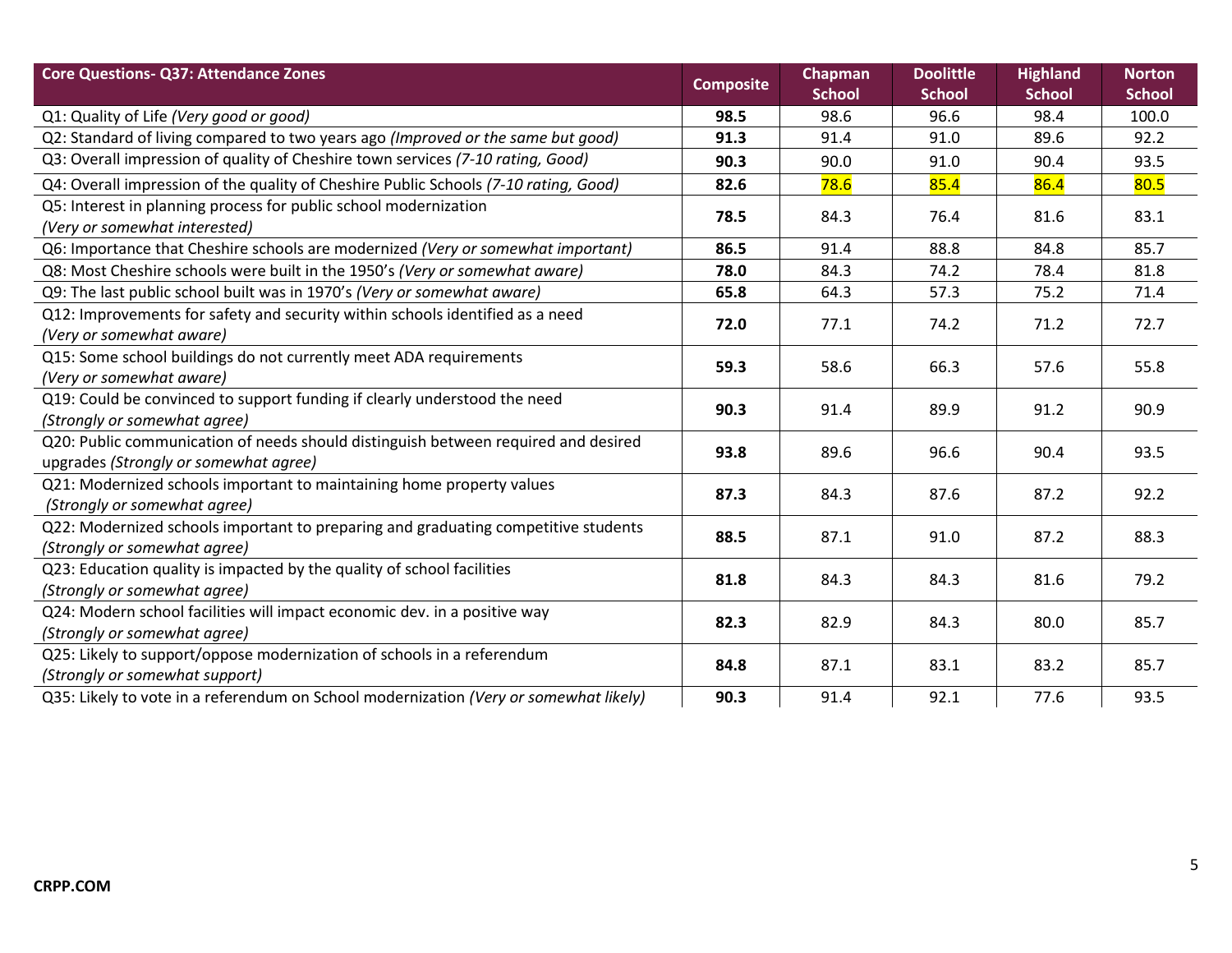| Core Questions- Q37: Attendance Zones | Composite | Chapman School | Doolittle School | Highland School | Norton School |
|---|---|---|---|---|---|
| Q1: Quality of Life *(Very good or good)* | **98.5** | 98.6 | 96.6 | 98.4 | 100.0 |
| Q2: Standard of living compared to two years ago *(Improved or the same but good)* | **91.3** | 91.4 | 91.0 | 89.6 | 92.2 |
| Q3: Overall impression of quality of Cheshire town services *(7-10 rating, Good)* | **90.3** | 90.0 | 91.0 | 90.4 | 93.5 |
| Q4: Overall impression of the quality of Cheshire Public Schools *(7-10 rating, Good)* | **82.6** | 78.6 | 85.4 | 86.4 | 80.5 |
| Q5: Interest in planning process for public school modernization *(Very or somewhat interested)* | **78.5** | 84.3 | 76.4 | 81.6 | 83.1 |
| Q6: Importance that Cheshire schools are modernized *(Very or somewhat important)* | **86.5** | 91.4 | 88.8 | 84.8 | 85.7 |
| Q8: Most Cheshire schools were built in the 1950's *(Very or somewhat aware)* | **78.0** | 84.3 | 74.2 | 78.4 | 81.8 |
| Q9: The last public school built was in 1970's *(Very or somewhat aware)* | **65.8** | 64.3 | 57.3 | 75.2 | 71.4 |
| Q12: Improvements for safety and security within schools identified as a need *(Very or somewhat aware)* | **72.0** | 77.1 | 74.2 | 71.2 | 72.7 |
| Q15: Some school buildings do not currently meet ADA requirements *(Very or somewhat aware)* | **59.3** | 58.6 | 66.3 | 57.6 | 55.8 |
| Q19: Could be convinced to support funding if clearly understood the need *(Strongly or somewhat agree)* | **90.3** | 91.4 | 89.9 | 91.2 | 90.9 |
| Q20: Public communication of needs should distinguish between required and desired upgrades *(Strongly or somewhat agree)* | **93.8** | 89.6 | 96.6 | 90.4 | 93.5 |
| Q21: Modernized schools important to maintaining home property values *(Strongly or somewhat agree)* | **87.3** | 84.3 | 87.6 | 87.2 | 92.2 |
| Q22: Modernized schools important to preparing and graduating competitive students *(Strongly or somewhat agree)* | **88.5** | 87.1 | 91.0 | 87.2 | 88.3 |
| Q23: Education quality is impacted by the quality of school facilities *(Strongly or somewhat agree)* | **81.8** | 84.3 | 84.3 | 81.6 | 79.2 |
| Q24: Modern school facilities will impact economic dev. in a positive way *(Strongly or somewhat agree)* | **82.3** | 82.9 | 84.3 | 80.0 | 85.7 |
| Q25: Likely to support/oppose modernization of schools in a referendum *(Strongly or somewhat support)* | **84.8** | 87.1 | 83.1 | 83.2 | 85.7 |
| Q35: Likely to vote in a referendum on School modernization *(Very or somewhat likely)* | **90.3** | 91.4 | 92.1 | 77.6 | 93.5 |

**CRPP.COM**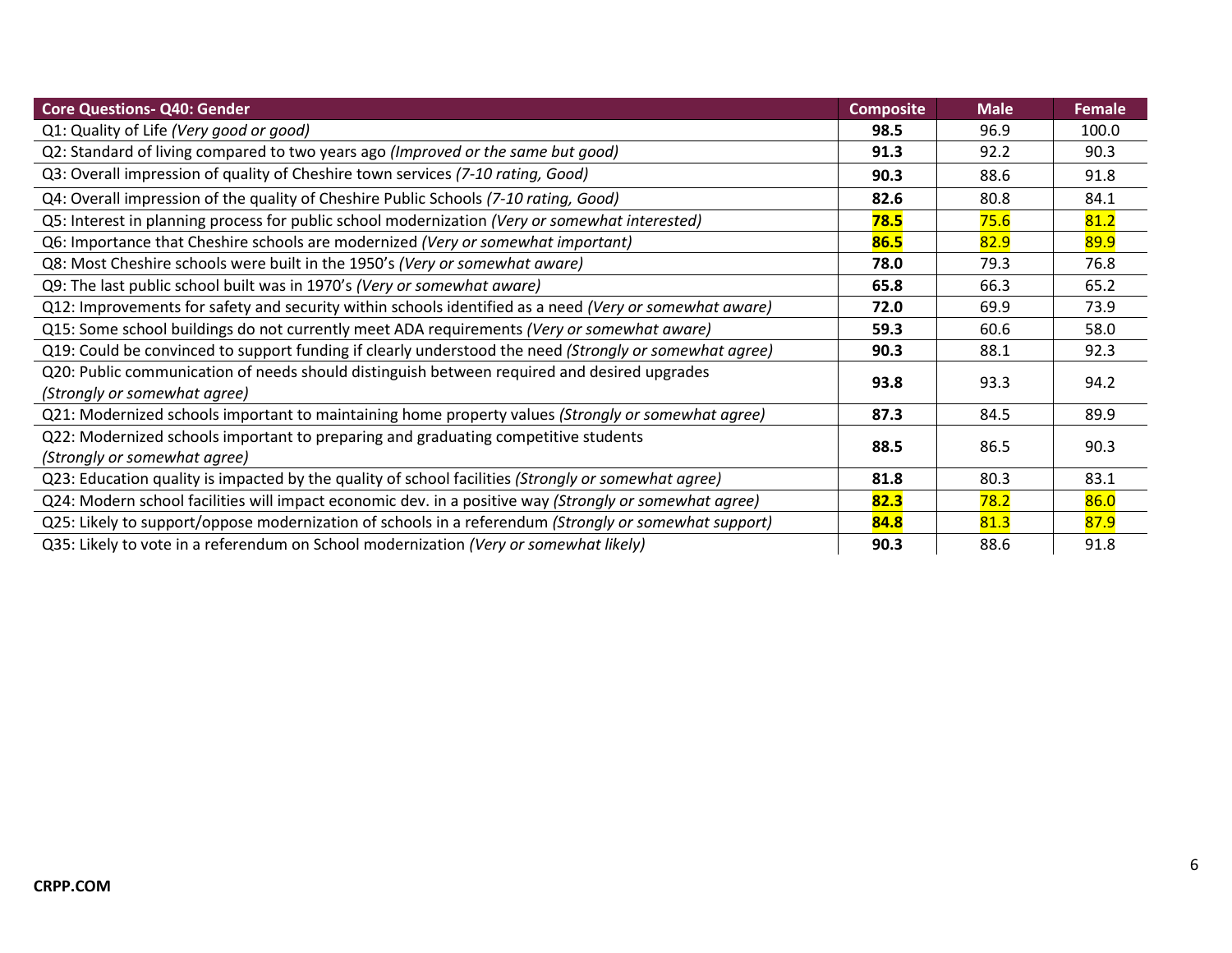| Core Questions- Q40: Gender | Composite | Male | Female |
| --- | --- | --- | --- |
| Q1: Quality of Life *(Very good or good)* | **98.5** | 96.9 | 100.0 |
| Q2: Standard of living compared to two years ago *(Improved or the same but good)* | **91.3** | 92.2 | 90.3 |
| Q3: Overall impression of quality of Cheshire town services *(7-10 rating, Good)* | **90.3** | 88.6 | 91.8 |
| Q4: Overall impression of the quality of Cheshire Public Schools *(7-10 rating, Good)* | **82.6** | 80.8 | 84.1 |
| Q5: Interest in planning process for public school modernization *(Very or somewhat interested)* | **78.5** | 75.6 | 81.2 |
| Q6: Importance that Cheshire schools are modernized *(Very or somewhat important)* | **86.5** | 82.9 | 89.9 |
| Q8: Most Cheshire schools were built in the 1950's *(Very or somewhat aware)* | **78.0** | 79.3 | 76.8 |
| Q9: The last public school built was in 1970's *(Very or somewhat aware)* | **65.8** | 66.3 | 65.2 |
| Q12: Improvements for safety and security within schools identified as a need *(Very or somewhat aware)* | **72.0** | 69.9 | 73.9 |
| Q15: Some school buildings do not currently meet ADA requirements *(Very or somewhat aware)* | **59.3** | 60.6 | 58.0 |
| Q19: Could be convinced to support funding if clearly understood the need *(Strongly or somewhat agree)* | **90.3** | 88.1 | 92.3 |
| Q20: Public communication of needs should distinguish between required and desired upgrades *(Strongly or somewhat agree)* | **93.8** | 93.3 | 94.2 |
| Q21: Modernized schools important to maintaining home property values *(Strongly or somewhat agree)* | **87.3** | 84.5 | 89.9 |
| Q22: Modernized schools important to preparing and graduating competitive students *(Strongly or somewhat agree)* | **88.5** | 86.5 | 90.3 |
| Q23: Education quality is impacted by the quality of school facilities *(Strongly or somewhat agree)* | **81.8** | 80.3 | 83.1 |
| Q24: Modern school facilities will impact economic dev. in a positive way *(Strongly or somewhat agree)* | **82.3** | 78.2 | 86.0 |
| Q25: Likely to support/oppose modernization of schools in a referendum *(Strongly or somewhat support)* | **84.8** | 81.3 | 87.9 |
| Q35: Likely to vote in a referendum on School modernization *(Very or somewhat likely)* | **90.3** | 88.6 | 91.8 |

**CRPP.COM**